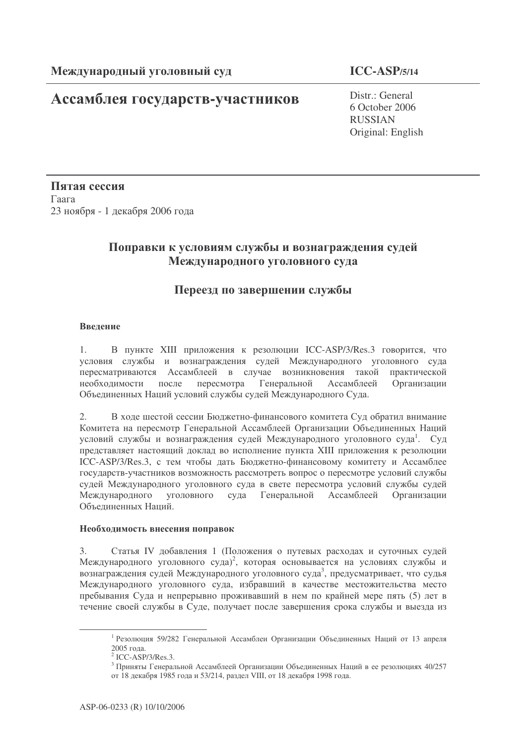**Международный уголовный суд** | **ICC-ASP/5/14**

# Ассамблея государств-участников

Distr.: General
6 October 2006
RUSSIAN
Original: English

**Пятая сессия**
Гаага
23 ноября - 1 декабря 2006 года

## Поправки к условиям службы и вознаграждения судей Международного уголовного суда

## Переезд по завершении службы

### Введение

1. В пункте XIII приложения к резолюции ICC-ASP/3/Res.3 говорится, что условия службы и вознаграждения судей Международного уголовного суда пересматриваются Ассамблеей в случае возникновения такой практической необходимости после пересмотра Генеральной Ассамблеей Организации Объединенных Наций условий службы судей Международного Суда.

2. В ходе шестой сессии Бюджетно-финансового комитета Суд обратил внимание Комитета на пересмотр Генеральной Ассамблеей Организации Объединенных Наций условий службы и вознаграждения судей Международного уголовного суда[1]. Суд представляет настоящий доклад во исполнение пункта XIII приложения к резолюции ICC-ASP/3/Res.3, с тем чтобы дать Бюджетно-финансовому комитету и Ассамблее государств-участников возможность рассмотреть вопрос о пересмотре условий службы судей Международного уголовного суда в свете пересмотра условий службы судей Международного уголовного суда Генеральной Ассамблеей Организации Объединенных Наций.

### Необходимость внесения поправок

3. Статья IV добавления 1 (Положения о путевых расходах и суточных судей Международного уголовного суда)[2], которая основывается на условиях службы и вознаграждения судей Международного уголовного суда[3], предусматривает, что судья Международного уголовного суда, избравший в качестве местожительства место пребывания Суда и непрерывно проживавший в нем по крайней мере пять (5) лет в течение своей службы в Суде, получает после завершения срока службы и выезда из

---

[1] Резолюция 59/282 Генеральной Ассамблеи Организации Объединенных Наций от 13 апреля 2005 года.

[2] ICC-ASP/3/Res.3.

[3] Приняты Генеральной Ассамблеей Организации Объединенных Наций в ее резолюциях 40/257 от 18 декабря 1985 года и 53/214, раздел VIII, от 18 декабря 1998 года.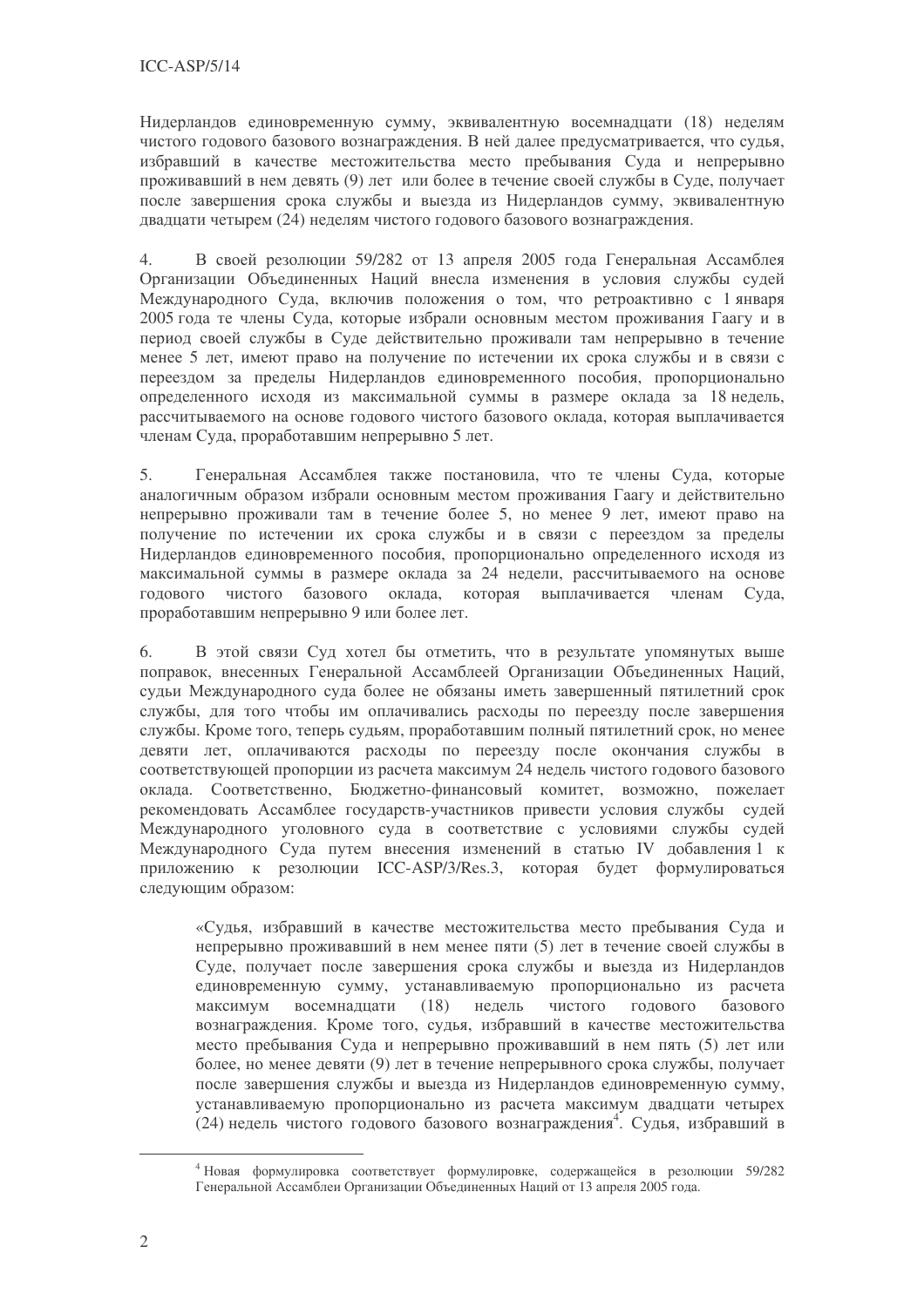Нидерландов единовременную сумму, эквивалентную восемнадцати (18) неделям чистого годового базового вознаграждения. В ней далее предусматривается, что судья, избравший в качестве местожительства место пребывания Суда и непрерывно проживавший в нем девять (9) лет или более в течение своей службы в Суде, получает после завершения срока службы и выезда из Нидерландов сумму, эквивалентную двадцати четырем (24) неделям чистого годового базового вознаграждения.

4. В своей резолюции 59/282 от 13 апреля 2005 года Генеральная Ассамблея Организации Объединенных Наций внесла изменения в условия службы судей Международного Суда, включив положения о том, что ретроактивно с 1 января 2005 года те члены Суда, которые избрали основным местом проживания Гаагу и в период своей службы в Суде действительно проживали там непрерывно в течение менее 5 лет, имеют право на получение по истечении их срока службы и в связи с переездом за пределы Нидерландов единовременного пособия, пропорционально определенного исходя из максимальной суммы в размере оклада за 18 недель, рассчитываемого на основе годового чистого базового оклада, которая выплачивается членам Суда, проработавшим непрерывно 5 лет.

5. Генеральная Ассамблея также постановила, что те члены Суда, которые аналогичным образом избрали основным местом проживания Гаагу и действительно непрерывно проживали там в течение более 5, но менее 9 лет, имеют право на получение по истечении их срока службы и в связи с переездом за пределы Нидерландов единовременного пособия, пропорционально определенного исходя из максимальной суммы в размере оклада за 24 недели, рассчитываемого на основе годового чистого базового оклада, которая выплачивается членам Суда, проработавшим непрерывно 9 или более лет.

6. В этой связи Суд хотел бы отметить, что в результате упомянутых выше поправок, внесенных Генеральной Ассамблеей Организации Объединенных Наций, судьи Международного суда более не обязаны иметь завершенный пятилетний срок службы, для того чтобы им оплачивались расходы по переезду после завершения службы. Кроме того, теперь судьям, проработавшим полный пятилетний срок, но менее девяти лет, оплачиваются расходы по переезду после окончания службы в соответствующей пропорции из расчета максимум 24 недель чистого годового базового оклада. Соответственно, Бюджетно-финансовый комитет, возможно, пожелает рекомендовать Ассамблее государств-участников привести условия службы судей Международного уголовного суда в соответствие с условиями службы судей Международного Суда путем внесения изменений в статью IV добавления 1 к приложению к резолюции ICC-ASP/3/Res.3, которая будет формулироваться следующим образом:

> «Судья, избравший в качестве местожительства место пребывания Суда и непрерывно проживавший в нем менее пяти (5) лет в течение своей службы в Суде, получает после завершения срока службы и выезда из Нидерландов единовременную сумму, устанавливаемую пропорционально из расчета максимум восемнадцати (18) недель чистого годового базового вознаграждения. Кроме того, судья, избравший в качестве местожительства место пребывания Суда и непрерывно проживавший в нем пять (5) лет или более, но менее девяти (9) лет в течение непрерывного срока службы, получает после завершения службы и выезда из Нидерландов единовременную сумму, устанавливаемую пропорционально из расчета максимум двадцати четырех (24) недель чистого годового базового вознаграждения[4]. Судья, избравший в

[4] Новая формулировка соответствует формулировке, содержащейся в резолюции 59/282 Генеральной Ассамблеи Организации Объединенных Наций от 13 апреля 2005 года.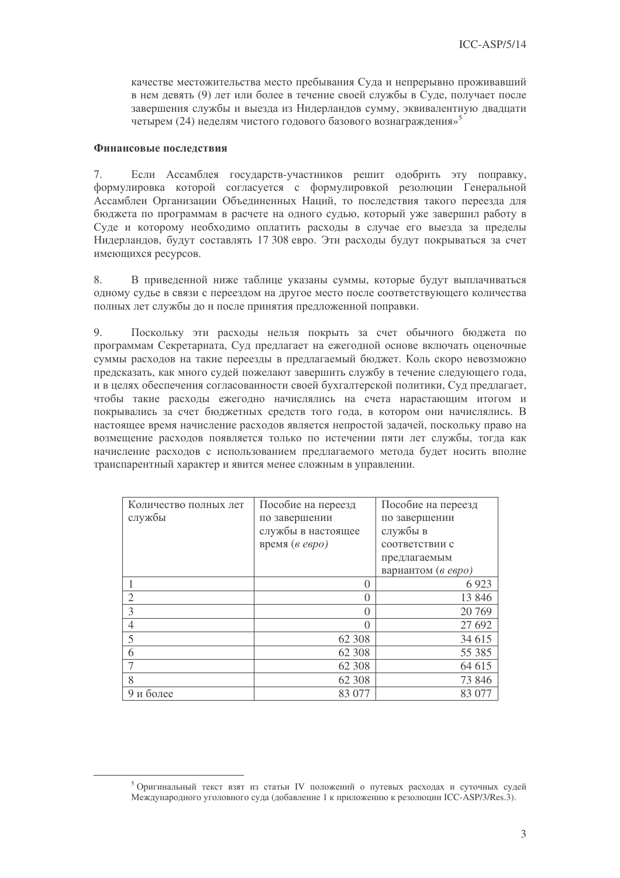качестве местожительства место пребывания Суда и непрерывно проживавший в нем девять (9) лет или более в течение своей службы в Суде, получает после завершения службы и выезда из Нидерландов сумму, эквивалентную двадцати четырем (24) неделям чистого годового базового вознаграждения»[5]

**Финансовые последствия**

7. Если Ассамблея государств-участников решит одобрить эту поправку, формулировка которой согласуется с формулировкой резолюции Генеральной Ассамблеи Организации Объединенных Наций, то последствия такого переезда для бюджета по программам в расчете на одного судью, который уже завершил работу в Суде и которому необходимо оплатить расходы в случае его выезда за пределы Нидерландов, будут составлять 17 308 евро. Эти расходы будут покрываться за счет имеющихся ресурсов.

8. В приведенной ниже таблице указаны суммы, которые будут выплачиваться одному судье в связи с переездом на другое место после соответствующего количества полных лет службы до и после принятия предложенной поправки.

9. Поскольку эти расходы нельзя покрыть за счет обычного бюджета по программам Секретариата, Суд предлагает на ежегодной основе включать оценочные суммы расходов на такие переезды в предлагаемый бюджет. Коль скоро невозможно предсказать, как много судей пожелают завершить службу в течение следующего года, и в целях обеспечения согласованности своей бухгалтерской политики, Суд предлагает, чтобы такие расходы ежегодно начислялись на счета нарастающим итогом и покрывались за счет бюджетных средств того года, в котором они начислялись. В настоящее время начисление расходов является непростой задачей, поскольку право на возмещение расходов появляется только по истечении пяти лет службы, тогда как начисление расходов с использованием предлагаемого метода будет носить вполне транспарентный характер и явится менее сложным в управлении.

| Количество полных лет службы | Пособие на переезд по завершении службы в настоящее время (*в евро*) | Пособие на переезд по завершении службы в соответствии с предлагаемым вариантом (*в евро*) |
|---|---|---|
| 1 | 0 | 6 923 |
| 2 | 0 | 13 846 |
| 3 | 0 | 20 769 |
| 4 | 0 | 27 692 |
| 5 | 62 308 | 34 615 |
| 6 | 62 308 | 55 385 |
| 7 | 62 308 | 64 615 |
| 8 | 62 308 | 73 846 |
| 9 и более | 83 077 | 83 077 |

[5] Оригинальный текст взят из статьи IV положений о путевых расходах и суточных судей Международного уголовного суда (добавление 1 к приложению к резолюции ICC-ASP/3/Res.3).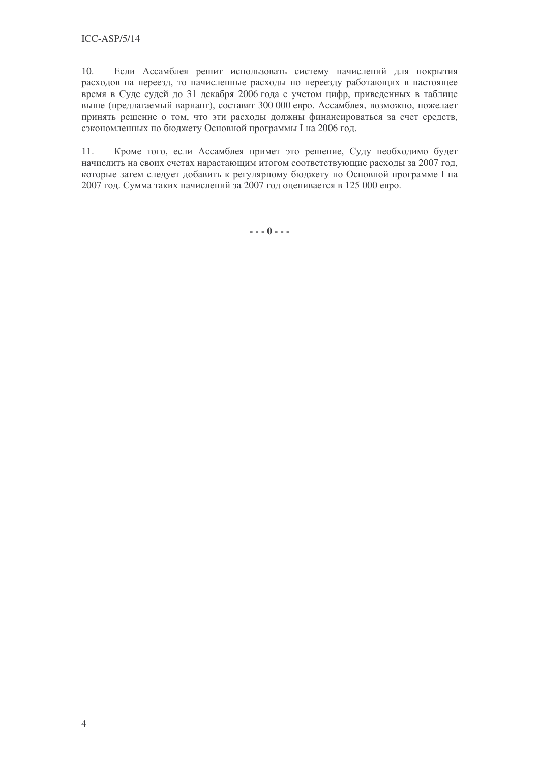10. Если Ассамблея решит использовать систему начислений для покрытия расходов на переезд, то начисленные расходы по переезду работающих в настоящее время в Суде судей до 31 декабря 2006 года с учетом цифр, приведенных в таблице выше (предлагаемый вариант), составят 300 000 евро. Ассамблея, возможно, пожелает принять решение о том, что эти расходы должны финансироваться за счет средств, сэкономленных по бюджету Основной программы I на 2006 год.

11. Кроме того, если Ассамблея примет это решение, Суду необходимо будет начислить на своих счетах нарастающим итогом соответствующие расходы за 2007 год, которые затем следует добавить к регулярному бюджету по Основной программе I на 2007 год. Сумма таких начислений за 2007 год оценивается в 125 000 евро.

**- - - 0 - - -**